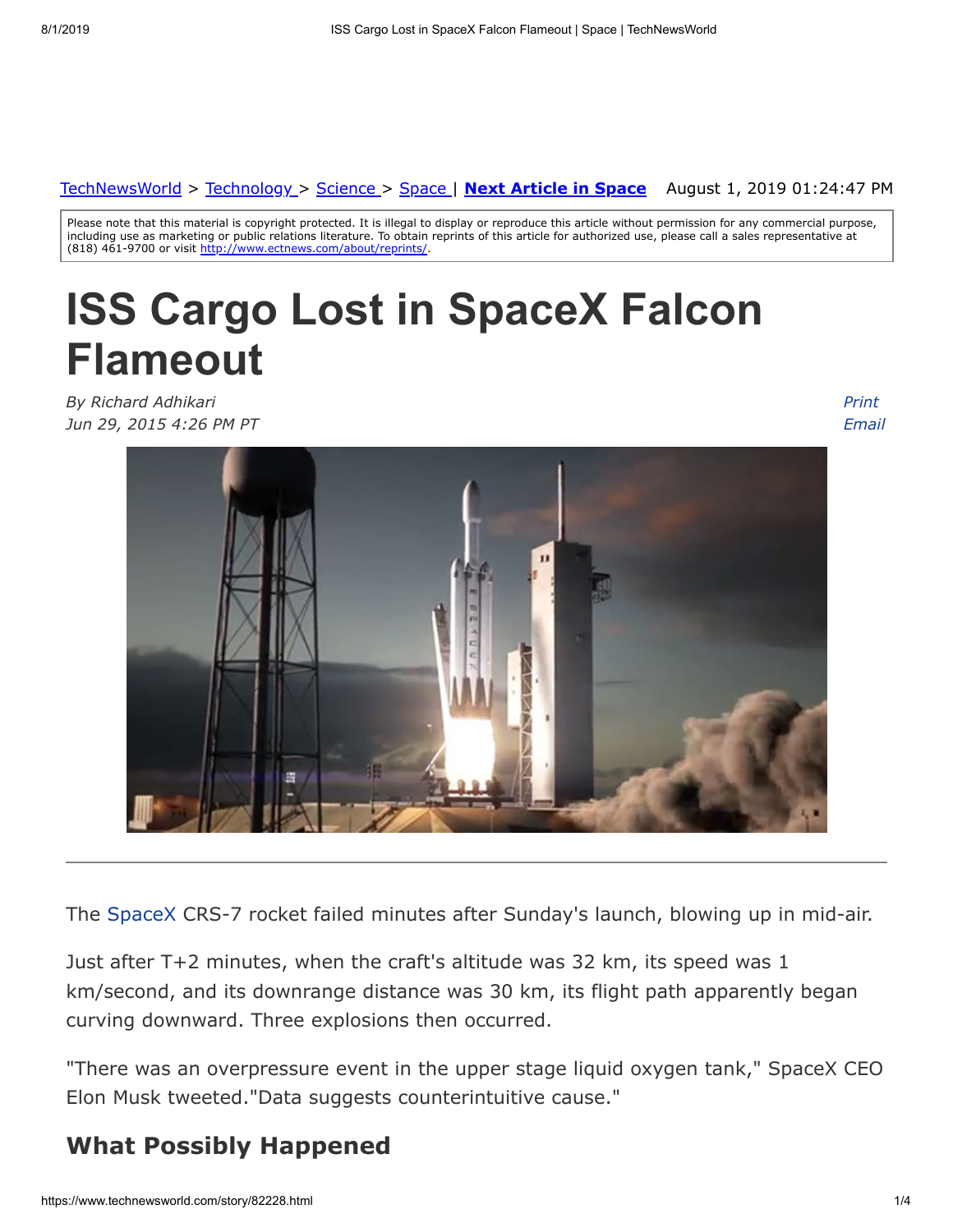TechNewsWorld > Technology > Science > Space | **Next Article in Space** August 1, 2019 01:24:47 PM

Please note that this material is copyright protected. It is illegal to display or reproduce this article without permission for any commercial purpose, including use as marketing or public relations literature. To obtain reprints of this article for authorized use, please call a sales representative at (818) 461-9700 or visit http://www.ectnews.com/about/reprints/.

# ISS Cargo Lost in SpaceX Falcon Flameout

*By Richard Adhikari*
*Jun 29, 2015 4:26 PM PT*

*Print*
*Email*

---

The SpaceX CRS-7 rocket failed minutes after Sunday's launch, blowing up in mid-air.

Just after T+2 minutes, when the craft's altitude was 32 km, its speed was 1 km/second, and its downrange distance was 30 km, its flight path apparently began curving downward. Three explosions then occurred.

"There was an overpressure event in the upper stage liquid oxygen tank," SpaceX CEO Elon Musk tweeted."Data suggests counterintuitive cause."

## What Possibly Happened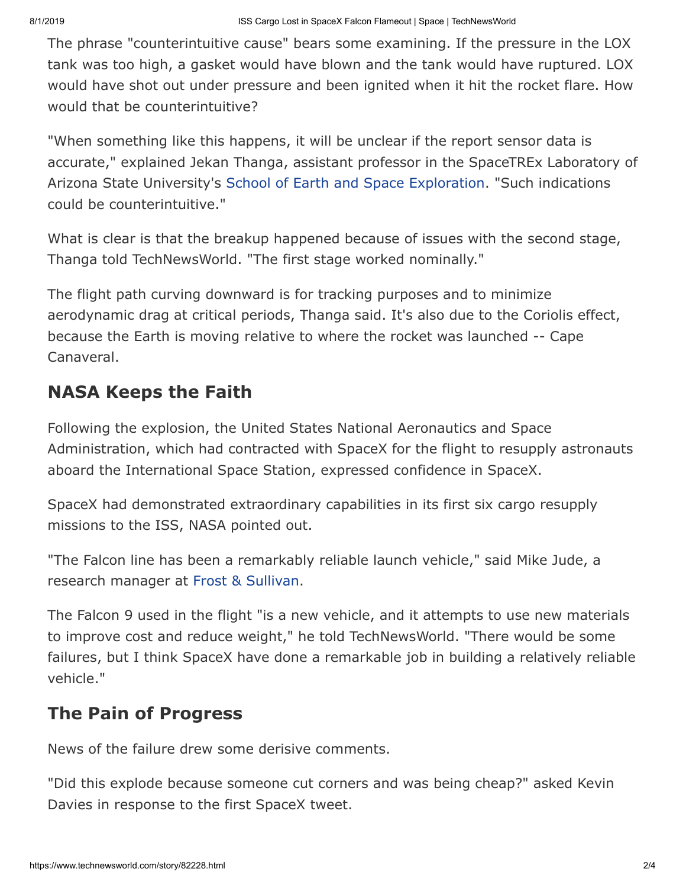The phrase "counterintuitive cause" bears some examining. If the pressure in the LOX tank was too high, a gasket would have blown and the tank would have ruptured. LOX would have shot out under pressure and been ignited when it hit the rocket flare. How would that be counterintuitive?

"When something like this happens, it will be unclear if the report sensor data is accurate," explained Jekan Thanga, assistant professor in the SpaceTREx Laboratory of Arizona State University's School of Earth and Space Exploration. "Such indications could be counterintuitive."

What is clear is that the breakup happened because of issues with the second stage, Thanga told TechNewsWorld. "The first stage worked nominally."

The flight path curving downward is for tracking purposes and to minimize aerodynamic drag at critical periods, Thanga said. It's also due to the Coriolis effect, because the Earth is moving relative to where the rocket was launched -- Cape Canaveral.

## NASA Keeps the Faith

Following the explosion, the United States National Aeronautics and Space Administration, which had contracted with SpaceX for the flight to resupply astronauts aboard the International Space Station, expressed confidence in SpaceX.

SpaceX had demonstrated extraordinary capabilities in its first six cargo resupply missions to the ISS, NASA pointed out.

"The Falcon line has been a remarkably reliable launch vehicle," said Mike Jude, a research manager at Frost & Sullivan.

The Falcon 9 used in the flight "is a new vehicle, and it attempts to use new materials to improve cost and reduce weight," he told TechNewsWorld. "There would be some failures, but I think SpaceX have done a remarkable job in building a relatively reliable vehicle."

## The Pain of Progress

News of the failure drew some derisive comments.

"Did this explode because someone cut corners and was being cheap?" asked Kevin Davies in response to the first SpaceX tweet.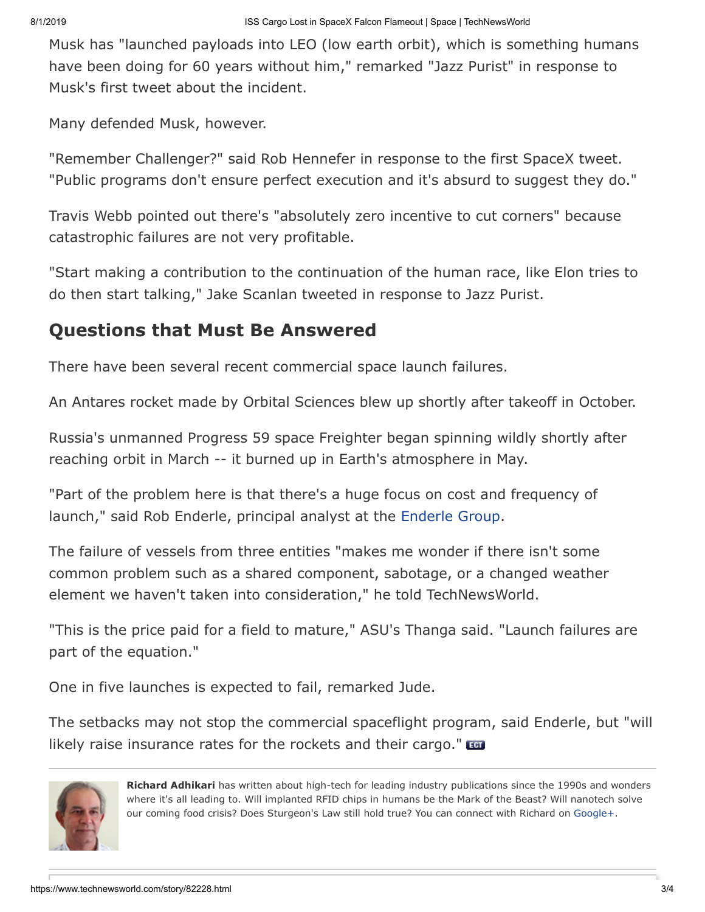Musk has "launched payloads into LEO (low earth orbit), which is something humans have been doing for 60 years without him," remarked "Jazz Purist" in response to Musk's first tweet about the incident.

Many defended Musk, however.

"Remember Challenger?" said Rob Hennefer in response to the first SpaceX tweet. "Public programs don't ensure perfect execution and it's absurd to suggest they do."

Travis Webb pointed out there's "absolutely zero incentive to cut corners" because catastrophic failures are not very profitable.

"Start making a contribution to the continuation of the human race, like Elon tries to do then start talking," Jake Scanlan tweeted in response to Jazz Purist.

## Questions that Must Be Answered

There have been several recent commercial space launch failures.

An Antares rocket made by Orbital Sciences blew up shortly after takeoff in October.

Russia's unmanned Progress 59 space Freighter began spinning wildly shortly after reaching orbit in March -- it burned up in Earth's atmosphere in May.

"Part of the problem here is that there's a huge focus on cost and frequency of launch," said Rob Enderle, principal analyst at the Enderle Group.

The failure of vessels from three entities "makes me wonder if there isn't some common problem such as a shared component, sabotage, or a changed weather element we haven't taken into consideration," he told TechNewsWorld.

"This is the price paid for a field to mature," ASU's Thanga said. "Launch failures are part of the equation."

One in five launches is expected to fail, remarked Jude.

The setbacks may not stop the commercial spaceflight program, said Enderle, but "will likely raise insurance rates for the rockets and their cargo."

---

**Richard Adhikari** has written about high-tech for leading industry publications since the 1990s and wonders where it's all leading to. Will implanted RFID chips in humans be the Mark of the Beast? Will nanotech solve our coming food crisis? Does Sturgeon's Law still hold true? You can connect with Richard on Google+.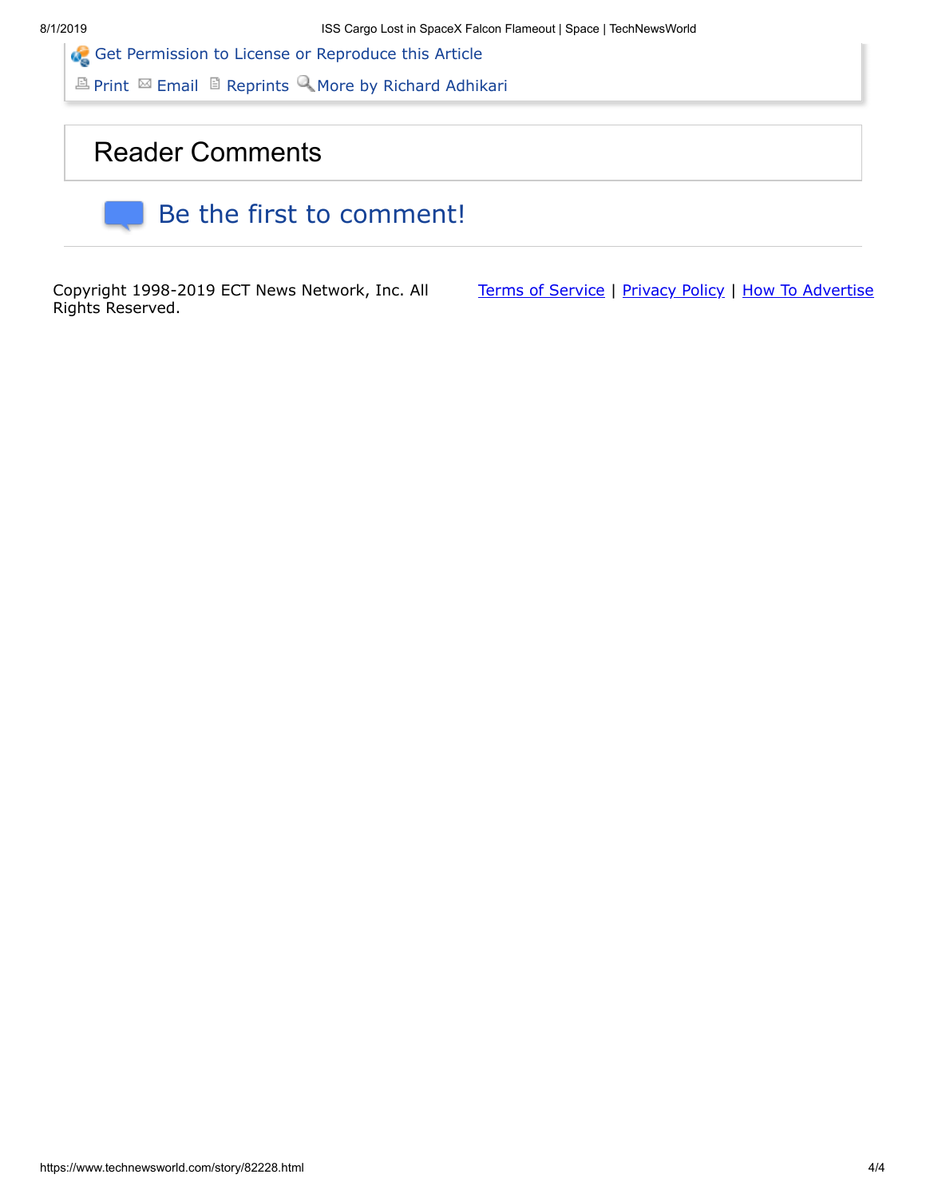Get Permission to License or Reproduce this Article

Print Email Reprints More by Richard Adhikari

## Reader Comments

Be the first to comment!

Copyright 1998-2019 ECT News Network, Inc. All Rights Reserved.

Terms of Service | Privacy Policy | How To Advertise